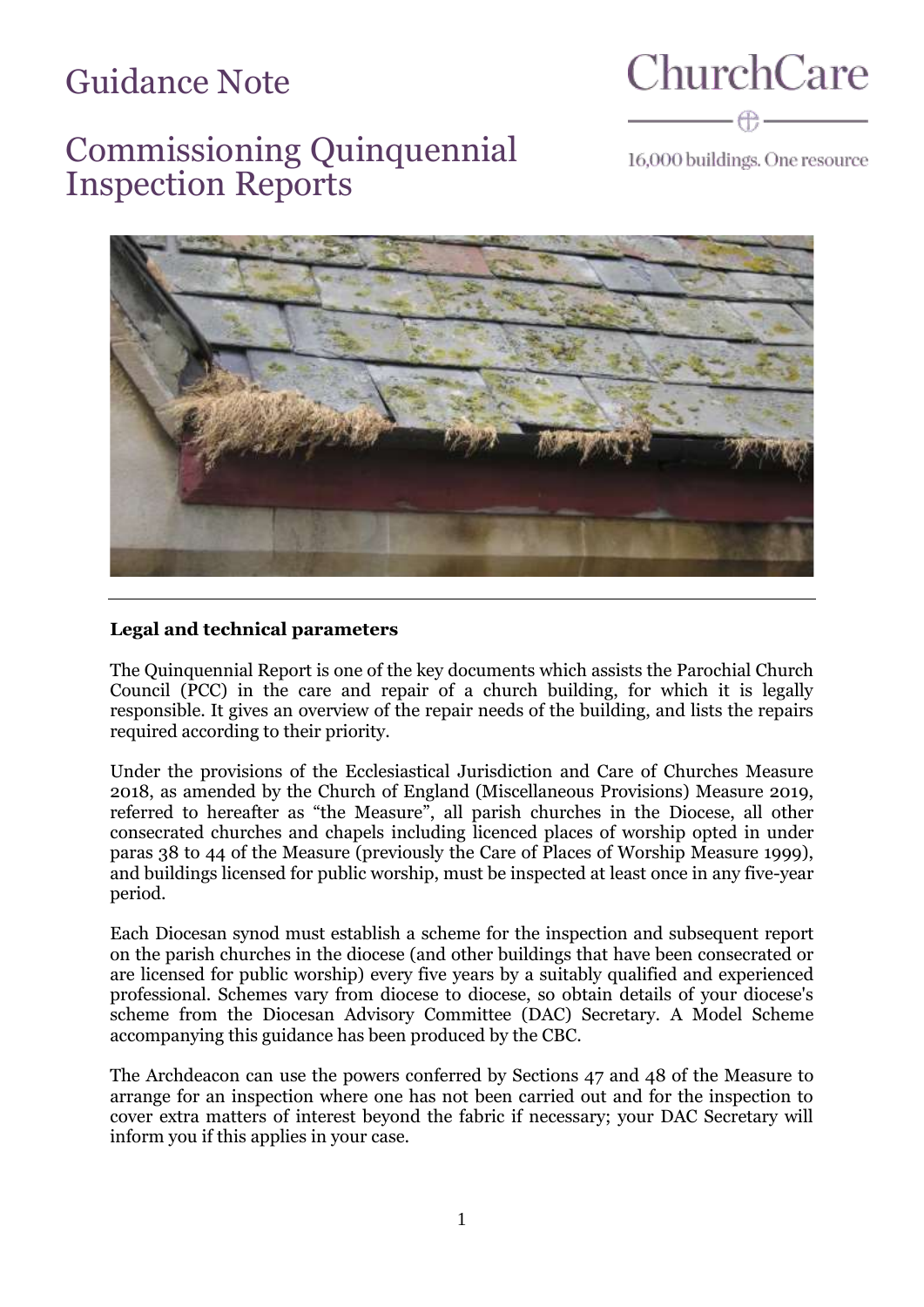# Guidance Note

# Commissioning Quinquennial Inspection Reports

ChurchCare

16,000 buildings. One resource

**Legal and technical parameters**

The Quinquennial Report is one of the key documents which assists the Parochial Church Council (PCC) in the care and repair of a church building, for which it is legally responsible. It gives an overview of the repair needs of the building, and lists the repairs required according to their priority.

Under the provisions of the Ecclesiastical Jurisdiction and Care of Churches Measure 2018, as amended by the Church of England (Miscellaneous Provisions) Measure 2019, referred to hereafter as "the Measure", all parish churches in the Diocese, all other consecrated churches and chapels including licenced places of worship opted in under paras 38 to 44 of the Measure (previously the Care of Places of Worship Measure 1999), and buildings licensed for public worship, must be inspected at least once in any five-year period.

Each Diocesan synod must establish a scheme for the inspection and subsequent report on the parish churches in the diocese (and other buildings that have been consecrated or are licensed for public worship) every five years by a suitably qualified and experienced professional. Schemes vary from diocese to diocese, so obtain details of your diocese's scheme from the Diocesan Advisory Committee (DAC) Secretary. A Model Scheme accompanying this guidance has been produced by the CBC.

The Archdeacon can use the powers conferred by Sections 47 and 48 of the Measure to arrange for an inspection where one has not been carried out and for the inspection to cover extra matters of interest beyond the fabric if necessary; your DAC Secretary will inform you if this applies in your case.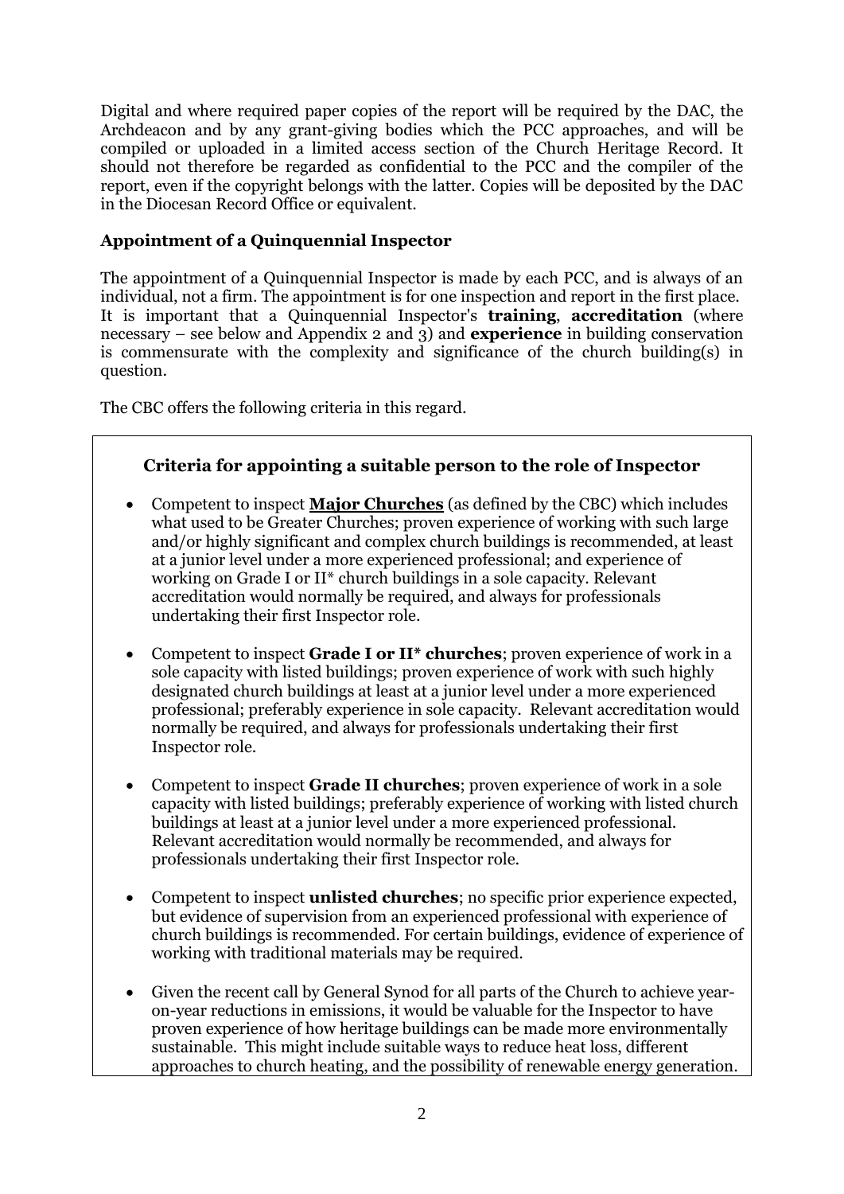Digital and where required paper copies of the report will be required by the DAC, the Archdeacon and by any grant-giving bodies which the PCC approaches, and will be compiled or uploaded in a limited access section of the Church Heritage Record. It should not therefore be regarded as confidential to the PCC and the compiler of the report, even if the copyright belongs with the latter. Copies will be deposited by the DAC in the Diocesan Record Office or equivalent.

## Appointment of a Quinquennial Inspector

The appointment of a Quinquennial Inspector is made by each PCC, and is always of an individual, not a firm. The appointment is for one inspection and report in the first place. It is important that a Quinquennial Inspector's **training**, **accreditation** (where necessary – see below and Appendix 2 and 3) and **experience** in building conservation is commensurate with the complexity and significance of the church building(s) in question.

The CBC offers the following criteria in this regard.

### Criteria for appointing a suitable person to the role of Inspector

- Competent to inspect **Major Churches** (as defined by the CBC) which includes what used to be Greater Churches; proven experience of working with such large and/or highly significant and complex church buildings is recommended, at least at a junior level under a more experienced professional; and experience of working on Grade I or II* church buildings in a sole capacity. Relevant accreditation would normally be required, and always for professionals undertaking their first Inspector role.
- Competent to inspect **Grade I or II* churches**; proven experience of work in a sole capacity with listed buildings; proven experience of work with such highly designated church buildings at least at a junior level under a more experienced professional; preferably experience in sole capacity. Relevant accreditation would normally be required, and always for professionals undertaking their first Inspector role.
- Competent to inspect **Grade II churches**; proven experience of work in a sole capacity with listed buildings; preferably experience of working with listed church buildings at least at a junior level under a more experienced professional. Relevant accreditation would normally be recommended, and always for professionals undertaking their first Inspector role.
- Competent to inspect **unlisted churches**; no specific prior experience expected, but evidence of supervision from an experienced professional with experience of church buildings is recommended. For certain buildings, evidence of experience of working with traditional materials may be required.
- Given the recent call by General Synod for all parts of the Church to achieve year-on-year reductions in emissions, it would be valuable for the Inspector to have proven experience of how heritage buildings can be made more environmentally sustainable. This might include suitable ways to reduce heat loss, different approaches to church heating, and the possibility of renewable energy generation.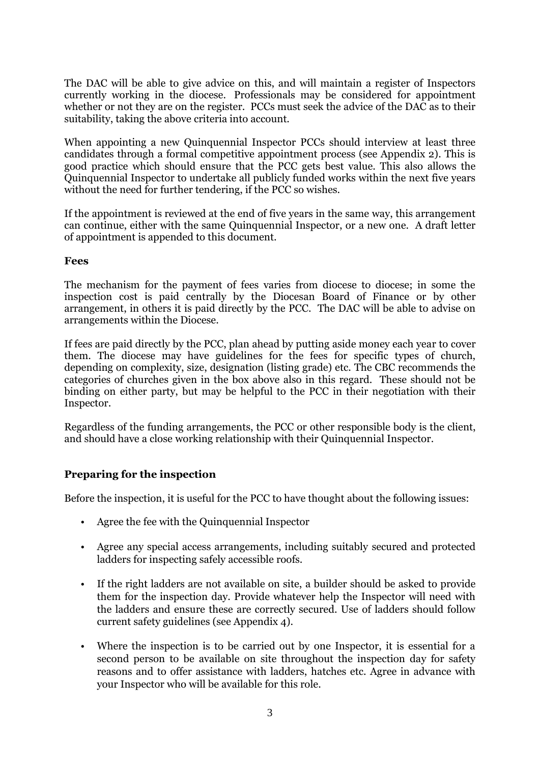The DAC will be able to give advice on this, and will maintain a register of Inspectors currently working in the diocese. Professionals may be considered for appointment whether or not they are on the register. PCCs must seek the advice of the DAC as to their suitability, taking the above criteria into account.

When appointing a new Quinquennial Inspector PCCs should interview at least three candidates through a formal competitive appointment process (see Appendix 2). This is good practice which should ensure that the PCC gets best value. This also allows the Quinquennial Inspector to undertake all publicly funded works within the next five years without the need for further tendering, if the PCC so wishes.

If the appointment is reviewed at the end of five years in the same way, this arrangement can continue, either with the same Quinquennial Inspector, or a new one. A draft letter of appointment is appended to this document.

**Fees**

The mechanism for the payment of fees varies from diocese to diocese; in some the inspection cost is paid centrally by the Diocesan Board of Finance or by other arrangement, in others it is paid directly by the PCC. The DAC will be able to advise on arrangements within the Diocese.

If fees are paid directly by the PCC, plan ahead by putting aside money each year to cover them. The diocese may have guidelines for the fees for specific types of church, depending on complexity, size, designation (listing grade) etc. The CBC recommends the categories of churches given in the box above also in this regard. These should not be binding on either party, but may be helpful to the PCC in their negotiation with their Inspector.

Regardless of the funding arrangements, the PCC or other responsible body is the client, and should have a close working relationship with their Quinquennial Inspector.

## Preparing for the inspection

Before the inspection, it is useful for the PCC to have thought about the following issues:

- Agree the fee with the Quinquennial Inspector
- Agree any special access arrangements, including suitably secured and protected ladders for inspecting safely accessible roofs.
- If the right ladders are not available on site, a builder should be asked to provide them for the inspection day. Provide whatever help the Inspector will need with the ladders and ensure these are correctly secured. Use of ladders should follow current safety guidelines (see Appendix 4).
- Where the inspection is to be carried out by one Inspector, it is essential for a second person to be available on site throughout the inspection day for safety reasons and to offer assistance with ladders, hatches etc. Agree in advance with your Inspector who will be available for this role.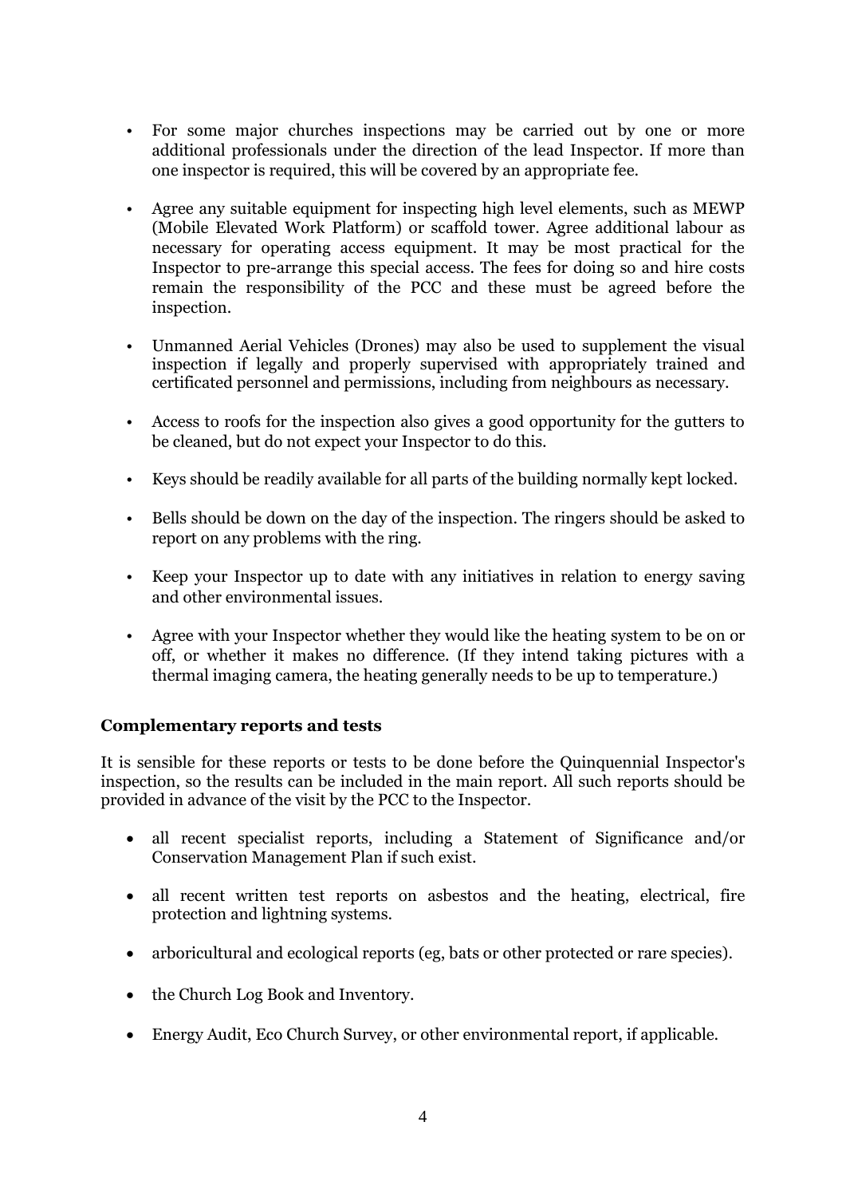- For some major churches inspections may be carried out by one or more additional professionals under the direction of the lead Inspector. If more than one inspector is required, this will be covered by an appropriate fee.

- Agree any suitable equipment for inspecting high level elements, such as MEWP (Mobile Elevated Work Platform) or scaffold tower. Agree additional labour as necessary for operating access equipment. It may be most practical for the Inspector to pre-arrange this special access. The fees for doing so and hire costs remain the responsibility of the PCC and these must be agreed before the inspection.

- Unmanned Aerial Vehicles (Drones) may also be used to supplement the visual inspection if legally and properly supervised with appropriately trained and certificated personnel and permissions, including from neighbours as necessary.

- Access to roofs for the inspection also gives a good opportunity for the gutters to be cleaned, but do not expect your Inspector to do this.

- Keys should be readily available for all parts of the building normally kept locked.

- Bells should be down on the day of the inspection. The ringers should be asked to report on any problems with the ring.

- Keep your Inspector up to date with any initiatives in relation to energy saving and other environmental issues.

- Agree with your Inspector whether they would like the heating system to be on or off, or whether it makes no difference. (If they intend taking pictures with a thermal imaging camera, the heating generally needs to be up to temperature.)

**Complementary reports and tests**

It is sensible for these reports or tests to be done before the Quinquennial Inspector's inspection, so the results can be included in the main report. All such reports should be provided in advance of the visit by the PCC to the Inspector.

- all recent specialist reports, including a Statement of Significance and/or Conservation Management Plan if such exist.

- all recent written test reports on asbestos and the heating, electrical, fire protection and lightning systems.

- arboricultural and ecological reports (eg, bats or other protected or rare species).

- the Church Log Book and Inventory.

- Energy Audit, Eco Church Survey, or other environmental report, if applicable.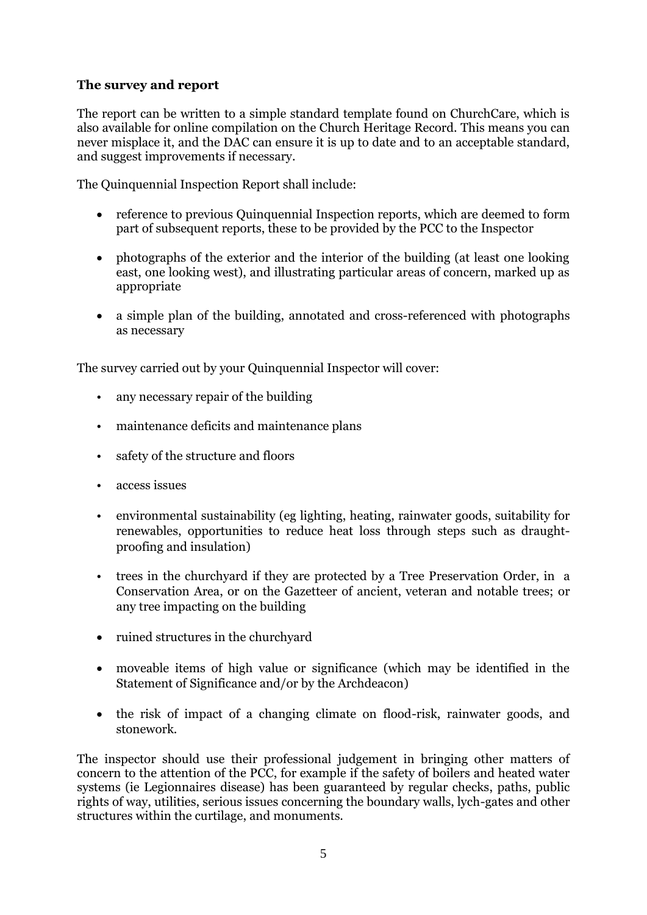**The survey and report**

The report can be written to a simple standard template found on ChurchCare, which is also available for online compilation on the Church Heritage Record. This means you can never misplace it, and the DAC can ensure it is up to date and to an acceptable standard, and suggest improvements if necessary.

The Quinquennial Inspection Report shall include:

- reference to previous Quinquennial Inspection reports, which are deemed to form part of subsequent reports, these to be provided by the PCC to the Inspector
- photographs of the exterior and the interior of the building (at least one looking east, one looking west), and illustrating particular areas of concern, marked up as appropriate
- a simple plan of the building, annotated and cross-referenced with photographs as necessary

The survey carried out by your Quinquennial Inspector will cover:

- any necessary repair of the building
- maintenance deficits and maintenance plans
- safety of the structure and floors
- access issues
- environmental sustainability (eg lighting, heating, rainwater goods, suitability for renewables, opportunities to reduce heat loss through steps such as draught-proofing and insulation)
- trees in the churchyard if they are protected by a Tree Preservation Order, in a Conservation Area, or on the Gazetteer of ancient, veteran and notable trees; or any tree impacting on the building
- ruined structures in the churchyard
- moveable items of high value or significance (which may be identified in the Statement of Significance and/or by the Archdeacon)
- the risk of impact of a changing climate on flood-risk, rainwater goods, and stonework.

The inspector should use their professional judgement in bringing other matters of concern to the attention of the PCC, for example if the safety of boilers and heated water systems (ie Legionnaires disease) has been guaranteed by regular checks, paths, public rights of way, utilities, serious issues concerning the boundary walls, lych-gates and other structures within the curtilage, and monuments.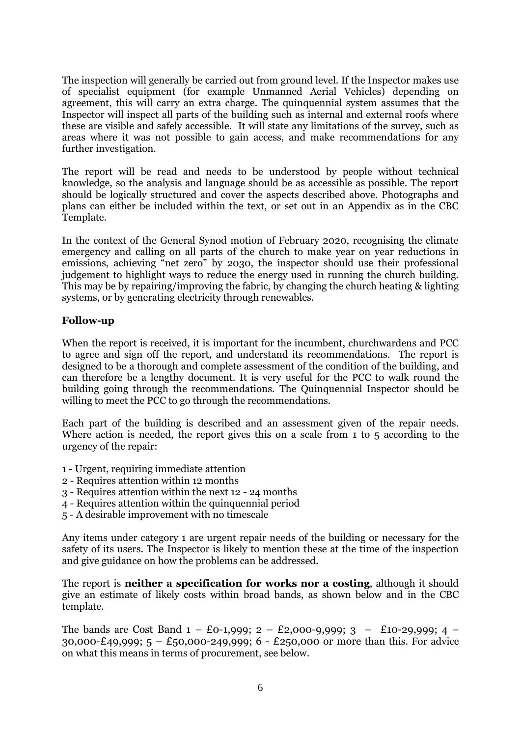The inspection will generally be carried out from ground level. If the Inspector makes use of specialist equipment (for example Unmanned Aerial Vehicles) depending on agreement, this will carry an extra charge. The quinquennial system assumes that the Inspector will inspect all parts of the building such as internal and external roofs where these are visible and safely accessible. It will state any limitations of the survey, such as areas where it was not possible to gain access, and make recommendations for any further investigation.

The report will be read and needs to be understood by people without technical knowledge, so the analysis and language should be as accessible as possible. The report should be logically structured and cover the aspects described above. Photographs and plans can either be included within the text, or set out in an Appendix as in the CBC Template.

In the context of the General Synod motion of February 2020, recognising the climate emergency and calling on all parts of the church to make year on year reductions in emissions, achieving "net zero" by 2030, the inspector should use their professional judgement to highlight ways to reduce the energy used in running the church building. This may be by repairing/improving the fabric, by changing the church heating & lighting systems, or by generating electricity through renewables.

## Follow-up

When the report is received, it is important for the incumbent, churchwardens and PCC to agree and sign off the report, and understand its recommendations. The report is designed to be a thorough and complete assessment of the condition of the building, and can therefore be a lengthy document. It is very useful for the PCC to walk round the building going through the recommendations. The Quinquennial Inspector should be willing to meet the PCC to go through the recommendations.

Each part of the building is described and an assessment given of the repair needs. Where action is needed, the report gives this on a scale from 1 to 5 according to the urgency of the repair:

1 - Urgent, requiring immediate attention
2 - Requires attention within 12 months
3 - Requires attention within the next 12 - 24 months
4 - Requires attention within the quinquennial period
5 - A desirable improvement with no timescale

Any items under category 1 are urgent repair needs of the building or necessary for the safety of its users. The Inspector is likely to mention these at the time of the inspection and give guidance on how the problems can be addressed.

The report is **neither a specification for works nor a costing**, although it should give an estimate of likely costs within broad bands, as shown below and in the CBC template.

The bands are Cost Band 1 – £0-1,999; 2 – £2,000-9,999; 3 – £10-29,999; 4 – 30,000-£49,999; 5 – £50,000-249,999; 6 - £250,000 or more than this. For advice on what this means in terms of procurement, see below.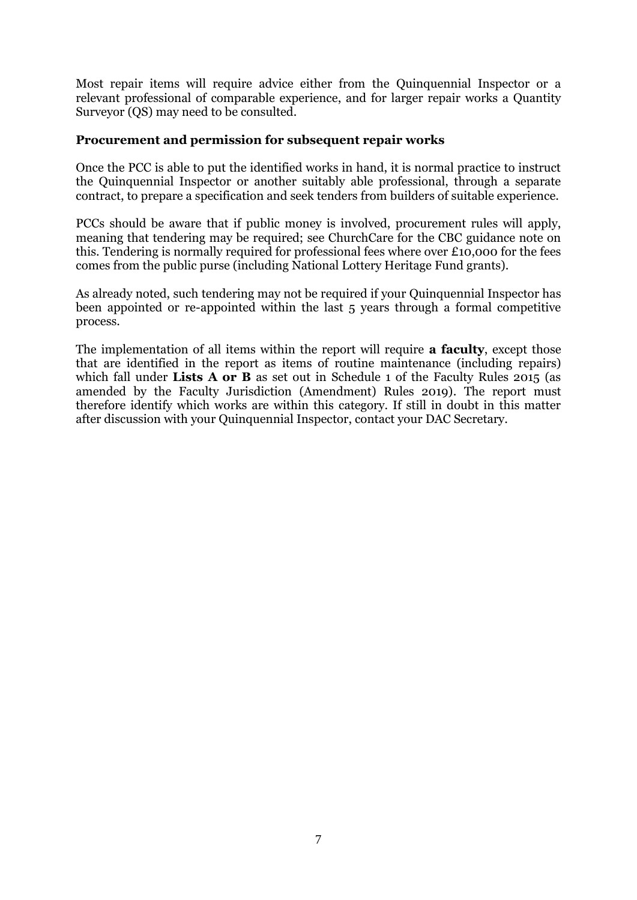Most repair items will require advice either from the Quinquennial Inspector or a relevant professional of comparable experience, and for larger repair works a Quantity Surveyor (QS) may need to be consulted.

### Procurement and permission for subsequent repair works

Once the PCC is able to put the identified works in hand, it is normal practice to instruct the Quinquennial Inspector or another suitably able professional, through a separate contract, to prepare a specification and seek tenders from builders of suitable experience.

PCCs should be aware that if public money is involved, procurement rules will apply, meaning that tendering may be required; see ChurchCare for the CBC guidance note on this. Tendering is normally required for professional fees where over £10,000 for the fees comes from the public purse (including National Lottery Heritage Fund grants).

As already noted, such tendering may not be required if your Quinquennial Inspector has been appointed or re-appointed within the last 5 years through a formal competitive process.

The implementation of all items within the report will require **a faculty**, except those that are identified in the report as items of routine maintenance (including repairs) which fall under **Lists A or B** as set out in Schedule 1 of the Faculty Rules 2015 (as amended by the Faculty Jurisdiction (Amendment) Rules 2019). The report must therefore identify which works are within this category. If still in doubt in this matter after discussion with your Quinquennial Inspector, contact your DAC Secretary.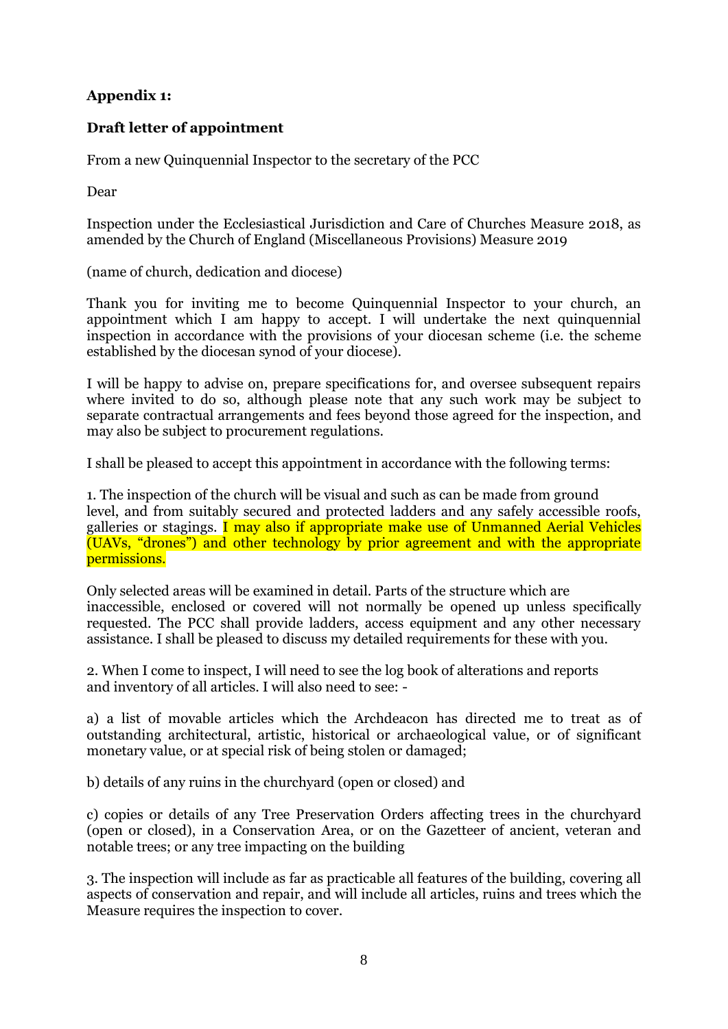**Appendix 1:**

**Draft letter of appointment**

From a new Quinquennial Inspector to the secretary of the PCC

Dear

Inspection under the Ecclesiastical Jurisdiction and Care of Churches Measure 2018, as amended by the Church of England (Miscellaneous Provisions) Measure 2019

(name of church, dedication and diocese)

Thank you for inviting me to become Quinquennial Inspector to your church, an appointment which I am happy to accept. I will undertake the next quinquennial inspection in accordance with the provisions of your diocesan scheme (i.e. the scheme established by the diocesan synod of your diocese).

I will be happy to advise on, prepare specifications for, and oversee subsequent repairs where invited to do so, although please note that any such work may be subject to separate contractual arrangements and fees beyond those agreed for the inspection, and may also be subject to procurement regulations.

I shall be pleased to accept this appointment in accordance with the following terms:

1. The inspection of the church will be visual and such as can be made from ground level, and from suitably secured and protected ladders and any safely accessible roofs, galleries or stagings. I may also if appropriate make use of Unmanned Aerial Vehicles (UAVs, "drones") and other technology by prior agreement and with the appropriate permissions.

Only selected areas will be examined in detail. Parts of the structure which are inaccessible, enclosed or covered will not normally be opened up unless specifically requested. The PCC shall provide ladders, access equipment and any other necessary assistance. I shall be pleased to discuss my detailed requirements for these with you.

2. When I come to inspect, I will need to see the log book of alterations and reports and inventory of all articles. I will also need to see: -

a) a list of movable articles which the Archdeacon has directed me to treat as of outstanding architectural, artistic, historical or archaeological value, or of significant monetary value, or at special risk of being stolen or damaged;

b) details of any ruins in the churchyard (open or closed) and

c) copies or details of any Tree Preservation Orders affecting trees in the churchyard (open or closed), in a Conservation Area, or on the Gazetteer of ancient, veteran and notable trees; or any tree impacting on the building

3. The inspection will include as far as practicable all features of the building, covering all aspects of conservation and repair, and will include all articles, ruins and trees which the Measure requires the inspection to cover.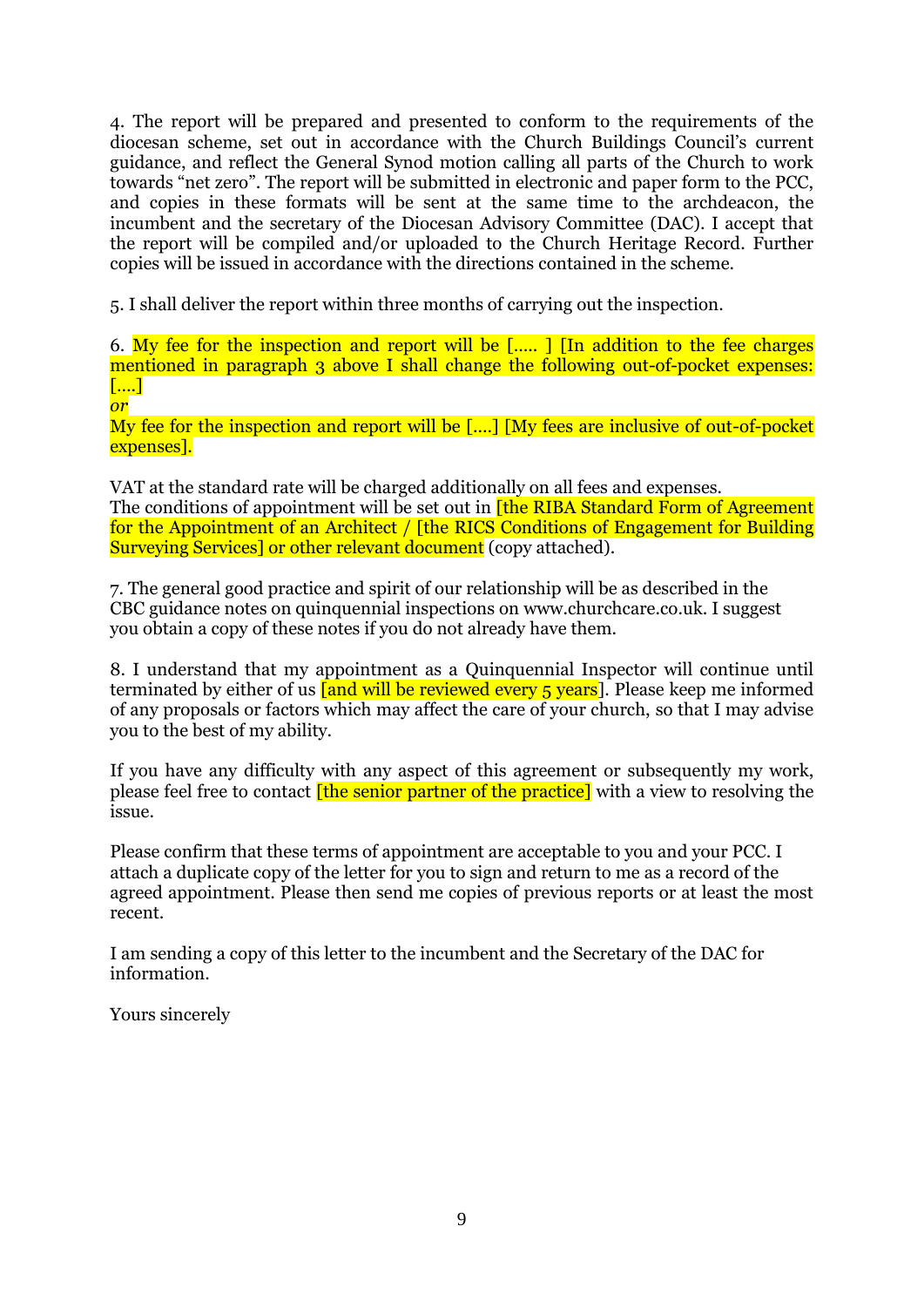4. The report will be prepared and presented to conform to the requirements of the diocesan scheme, set out in accordance with the Church Buildings Council's current guidance, and reflect the General Synod motion calling all parts of the Church to work towards "net zero". The report will be submitted in electronic and paper form to the PCC, and copies in these formats will be sent at the same time to the archdeacon, the incumbent and the secretary of the Diocesan Advisory Committee (DAC). I accept that the report will be compiled and/or uploaded to the Church Heritage Record. Further copies will be issued in accordance with the directions contained in the scheme.

5. I shall deliver the report within three months of carrying out the inspection.

6. My fee for the inspection and report will be [….. ] [In addition to the fee charges mentioned in paragraph 3 above I shall change the following out-of-pocket expenses: [….]

*or*

My fee for the inspection and report will be [….] [My fees are inclusive of out-of-pocket expenses].

VAT at the standard rate will be charged additionally on all fees and expenses.
The conditions of appointment will be set out in [the RIBA Standard Form of Agreement for the Appointment of an Architect / [the RICS Conditions of Engagement for Building Surveying Services] or other relevant document (copy attached).

7. The general good practice and spirit of our relationship will be as described in the CBC guidance notes on quinquennial inspections on www.churchcare.co.uk. I suggest you obtain a copy of these notes if you do not already have them.

8. I understand that my appointment as a Quinquennial Inspector will continue until terminated by either of us [and will be reviewed every 5 years]. Please keep me informed of any proposals or factors which may affect the care of your church, so that I may advise you to the best of my ability.

If you have any difficulty with any aspect of this agreement or subsequently my work, please feel free to contact [the senior partner of the practice] with a view to resolving the issue.

Please confirm that these terms of appointment are acceptable to you and your PCC. I attach a duplicate copy of the letter for you to sign and return to me as a record of the agreed appointment. Please then send me copies of previous reports or at least the most recent.

I am sending a copy of this letter to the incumbent and the Secretary of the DAC for information.

Yours sincerely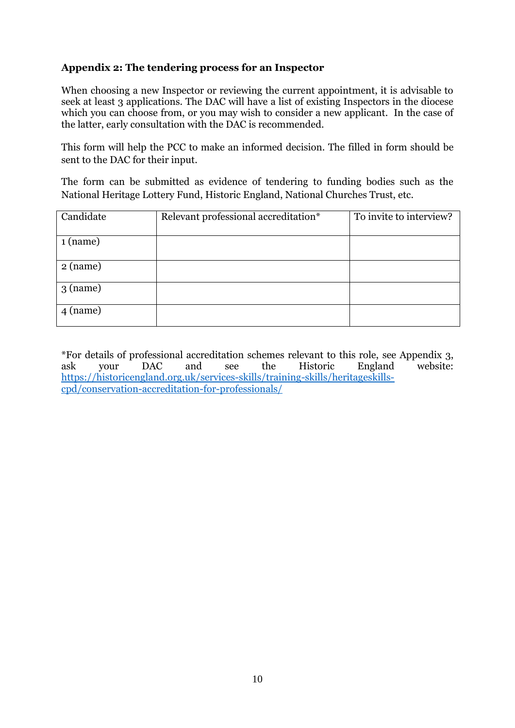**Appendix 2: The tendering process for an Inspector**

When choosing a new Inspector or reviewing the current appointment, it is advisable to seek at least 3 applications. The DAC will have a list of existing Inspectors in the diocese which you can choose from, or you may wish to consider a new applicant. In the case of the latter, early consultation with the DAC is recommended.

This form will help the PCC to make an informed decision. The filled in form should be sent to the DAC for their input.

The form can be submitted as evidence of tendering to funding bodies such as the National Heritage Lottery Fund, Historic England, National Churches Trust, etc.

| Candidate | Relevant professional accreditation* | To invite to interview? |
|---|---|---|
| 1 (name) | | |
| 2 (name) | | |
| 3 (name) | | |
| 4 (name) | | |

*For details of professional accreditation schemes relevant to this role, see Appendix 3, ask your DAC and see the Historic England website: https://historicengland.org.uk/services-skills/training-skills/heritageskills-cpd/conservation-accreditation-for-professionals/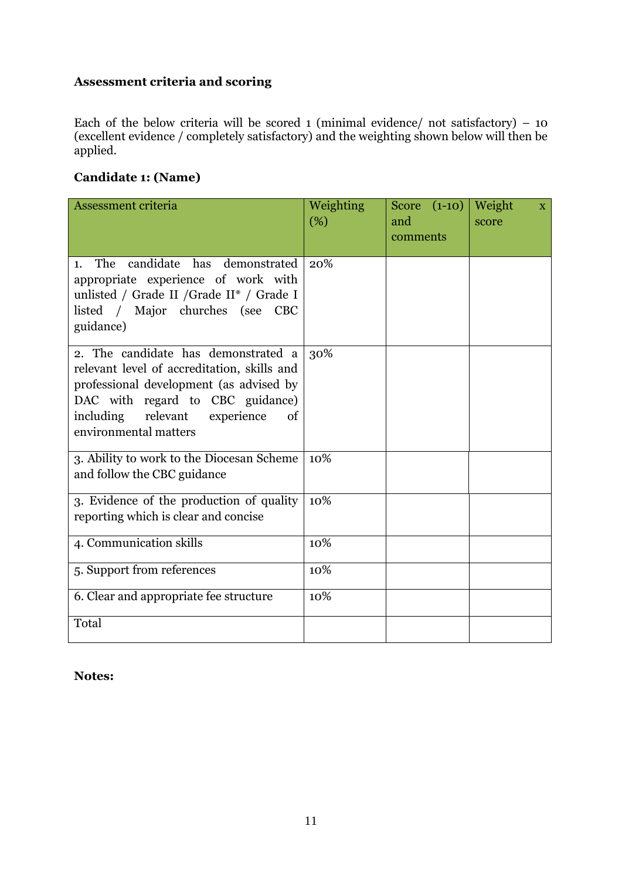**Assessment criteria and scoring**

Each of the below criteria will be scored 1 (minimal evidence/ not satisfactory) – 10 (excellent evidence / completely satisfactory) and the weighting shown below will then be applied.

**Candidate 1: (Name)**

| Assessment criteria | Weighting (%) | Score (1-10) and comments | Weight x score |
|---|---|---|---|
| 1. The candidate has demonstrated appropriate experience of work with unlisted / Grade II /Grade II* / Grade I listed / Major churches (see CBC guidance) | 20% | | |
| 2. The candidate has demonstrated a relevant level of accreditation, skills and professional development (as advised by DAC with regard to CBC guidance) including relevant experience of environmental matters | 30% | | |
| 3. Ability to work to the Diocesan Scheme and follow the CBC guidance | 10% | | |
| 3. Evidence of the production of quality reporting which is clear and concise | 10% | | |
| 4. Communication skills | 10% | | |
| 5. Support from references | 10% | | |
| 6. Clear and appropriate fee structure | 10% | | |
| Total | | | |

**Notes:**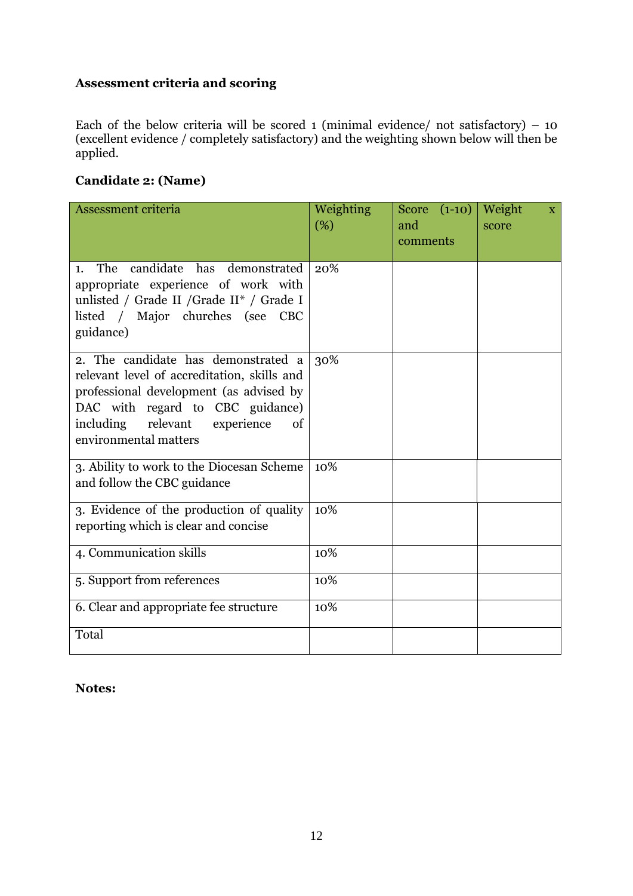**Assessment criteria and scoring**

Each of the below criteria will be scored 1 (minimal evidence/ not satisfactory) – 10 (excellent evidence / completely satisfactory) and the weighting shown below will then be applied.

**Candidate 2: (Name)**

| Assessment criteria | Weighting (%) | Score (1-10) and comments | Weight x score |
|---|---|---|---|
| 1. The candidate has demonstrated appropriate experience of work with unlisted / Grade II /Grade II* / Grade I listed / Major churches (see CBC guidance) | 20% | | |
| 2. The candidate has demonstrated a relevant level of accreditation, skills and professional development (as advised by DAC with regard to CBC guidance) including relevant experience of environmental matters | 30% | | |
| 3. Ability to work to the Diocesan Scheme and follow the CBC guidance | 10% | | |
| 3. Evidence of the production of quality reporting which is clear and concise | 10% | | |
| 4. Communication skills | 10% | | |
| 5. Support from references | 10% | | |
| 6. Clear and appropriate fee structure | 10% | | |
| Total | | | |

**Notes:**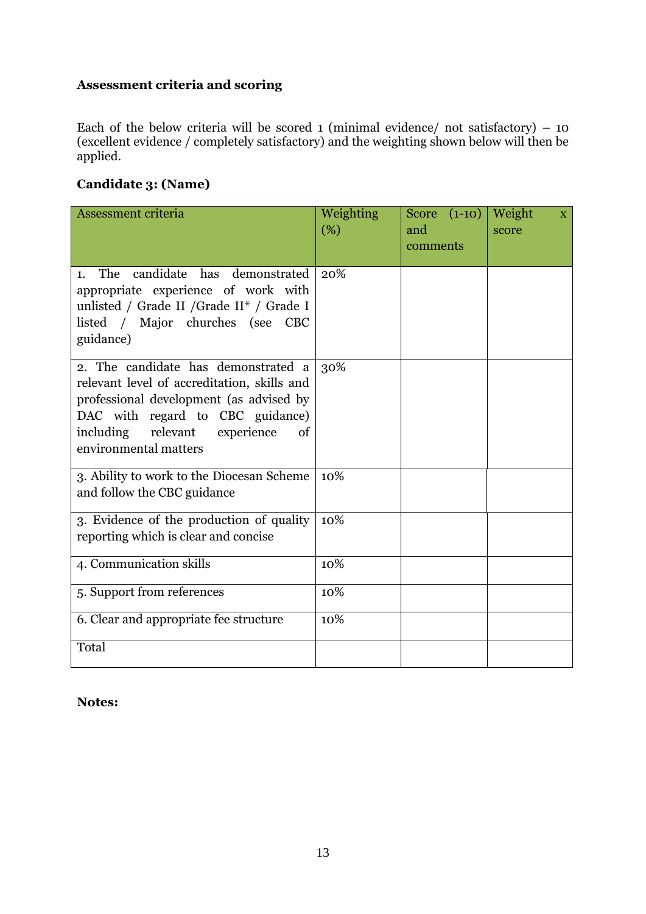**Assessment criteria and scoring**

Each of the below criteria will be scored 1 (minimal evidence/ not satisfactory) – 10 (excellent evidence / completely satisfactory) and the weighting shown below will then be applied.

**Candidate 3: (Name)**

| Assessment criteria | Weighting (%) | Score (1-10) and comments | Weight x score |
|---|---|---|---|
| 1. The candidate has demonstrated appropriate experience of work with unlisted / Grade II /Grade II* / Grade I listed / Major churches (see CBC guidance) | 20% | | |
| 2. The candidate has demonstrated a relevant level of accreditation, skills and professional development (as advised by DAC with regard to CBC guidance) including relevant experience of environmental matters | 30% | | |
| 3. Ability to work to the Diocesan Scheme and follow the CBC guidance | 10% | | |
| 3. Evidence of the production of quality reporting which is clear and concise | 10% | | |
| 4. Communication skills | 10% | | |
| 5. Support from references | 10% | | |
| 6. Clear and appropriate fee structure | 10% | | |
| Total | | | |

**Notes:**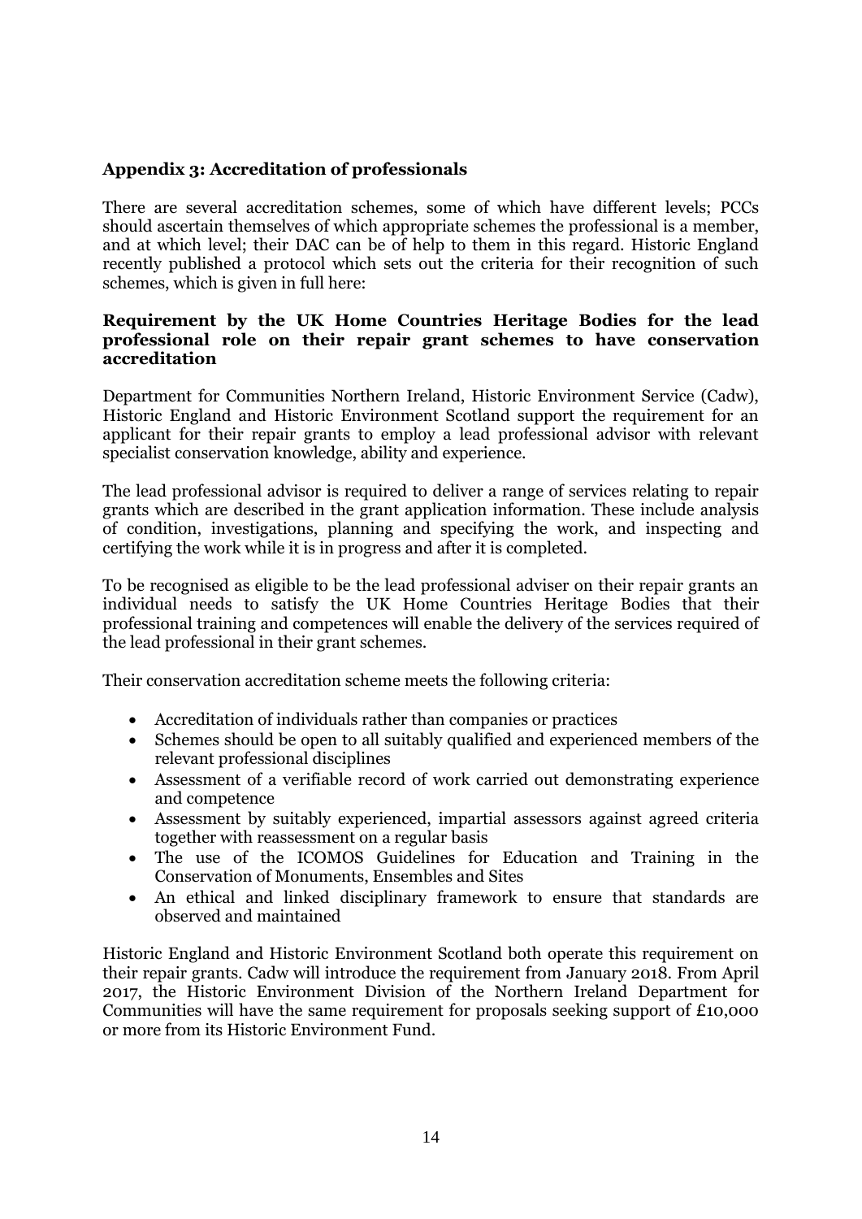## Appendix 3: Accreditation of professionals

There are several accreditation schemes, some of which have different levels; PCCs should ascertain themselves of which appropriate schemes the professional is a member, and at which level; their DAC can be of help to them in this regard. Historic England recently published a protocol which sets out the criteria for their recognition of such schemes, which is given in full here:

### Requirement by the UK Home Countries Heritage Bodies for the lead professional role on their repair grant schemes to have conservation accreditation

Department for Communities Northern Ireland, Historic Environment Service (Cadw), Historic England and Historic Environment Scotland support the requirement for an applicant for their repair grants to employ a lead professional advisor with relevant specialist conservation knowledge, ability and experience.

The lead professional advisor is required to deliver a range of services relating to repair grants which are described in the grant application information. These include analysis of condition, investigations, planning and specifying the work, and inspecting and certifying the work while it is in progress and after it is completed.

To be recognised as eligible to be the lead professional adviser on their repair grants an individual needs to satisfy the UK Home Countries Heritage Bodies that their professional training and competences will enable the delivery of the services required of the lead professional in their grant schemes.

Their conservation accreditation scheme meets the following criteria:

- Accreditation of individuals rather than companies or practices
- Schemes should be open to all suitably qualified and experienced members of the relevant professional disciplines
- Assessment of a verifiable record of work carried out demonstrating experience and competence
- Assessment by suitably experienced, impartial assessors against agreed criteria together with reassessment on a regular basis
- The use of the ICOMOS Guidelines for Education and Training in the Conservation of Monuments, Ensembles and Sites
- An ethical and linked disciplinary framework to ensure that standards are observed and maintained

Historic England and Historic Environment Scotland both operate this requirement on their repair grants. Cadw will introduce the requirement from January 2018. From April 2017, the Historic Environment Division of the Northern Ireland Department for Communities will have the same requirement for proposals seeking support of £10,000 or more from its Historic Environment Fund.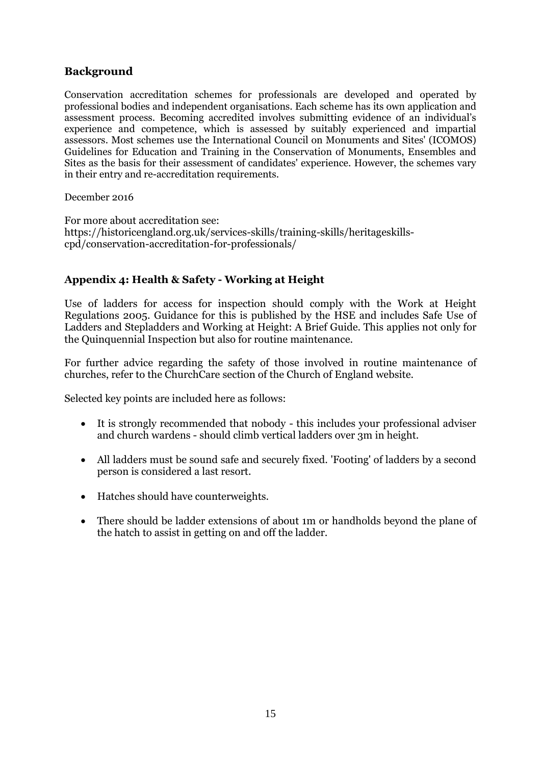## Background

Conservation accreditation schemes for professionals are developed and operated by professional bodies and independent organisations. Each scheme has its own application and assessment process. Becoming accredited involves submitting evidence of an individual's experience and competence, which is assessed by suitably experienced and impartial assessors. Most schemes use the International Council on Monuments and Sites' (ICOMOS) Guidelines for Education and Training in the Conservation of Monuments, Ensembles and Sites as the basis for their assessment of candidates' experience. However, the schemes vary in their entry and re-accreditation requirements.

December 2016

For more about accreditation see:
https://historicengland.org.uk/services-skills/training-skills/heritageskills-cpd/conservation-accreditation-for-professionals/

## Appendix 4: Health & Safety - Working at Height

Use of ladders for access for inspection should comply with the Work at Height Regulations 2005. Guidance for this is published by the HSE and includes Safe Use of Ladders and Stepladders and Working at Height: A Brief Guide. This applies not only for the Quinquennial Inspection but also for routine maintenance.

For further advice regarding the safety of those involved in routine maintenance of churches, refer to the ChurchCare section of the Church of England website.

Selected key points are included here as follows:

- It is strongly recommended that nobody - this includes your professional adviser and church wardens - should climb vertical ladders over 3m in height.
- All ladders must be sound safe and securely fixed. 'Footing' of ladders by a second person is considered a last resort.
- Hatches should have counterweights.
- There should be ladder extensions of about 1m or handholds beyond the plane of the hatch to assist in getting on and off the ladder.